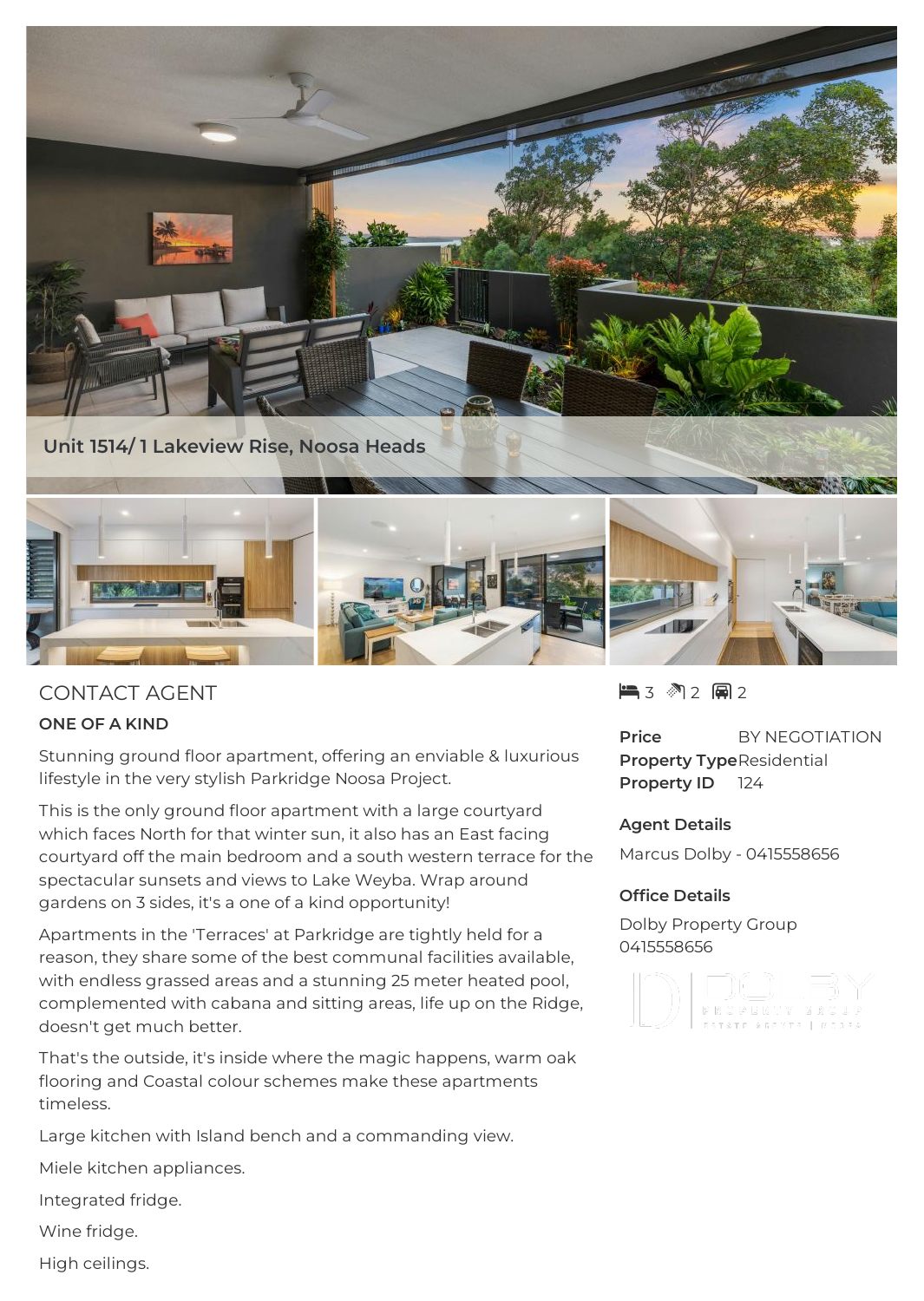Unit 1514/ 1 Lakeview Rise, Noosa Heads

CONTACT AGENT

**ONE OF A KIND**

Stunning ground floor apartment, offering an enviable & luxurious lifestyle in the very stylish Parkridge Noosa Project.

This is the only ground floor apartment with a large courtyard which faces North for that winter sun, it also has an East facing courtyard off the main bedroom and a south western terrace for the spectacular sunsets and views to Lake Weyba. Wrap around gardens on 3 sides, it's a one of a kind opportunity!

Apartments in the 'Terraces' at Parkridge are tightly held for a reason, they share some of the best communal facilities available, with endless grassed areas and a stunning 25 meter heated pool, complemented with cabana and sitting areas, life up on the Ridge, doesn't get much better.

That's the outside, it's inside where the magic happens, warm oak flooring and Coastal colour schemes make these apartments timeless.

Large kitchen with Island bench and a commanding view.

Miele kitchen appliances.

Integrated fridge.

Wine fridge.

High ceilings.

3 2 2

**Price** BY NEGOTIATION
**Property Type** Residential
**Property ID** 124

**Agent Details**

Marcus Dolby - 0415558656

**Office Details**

Dolby Property Group
0415558656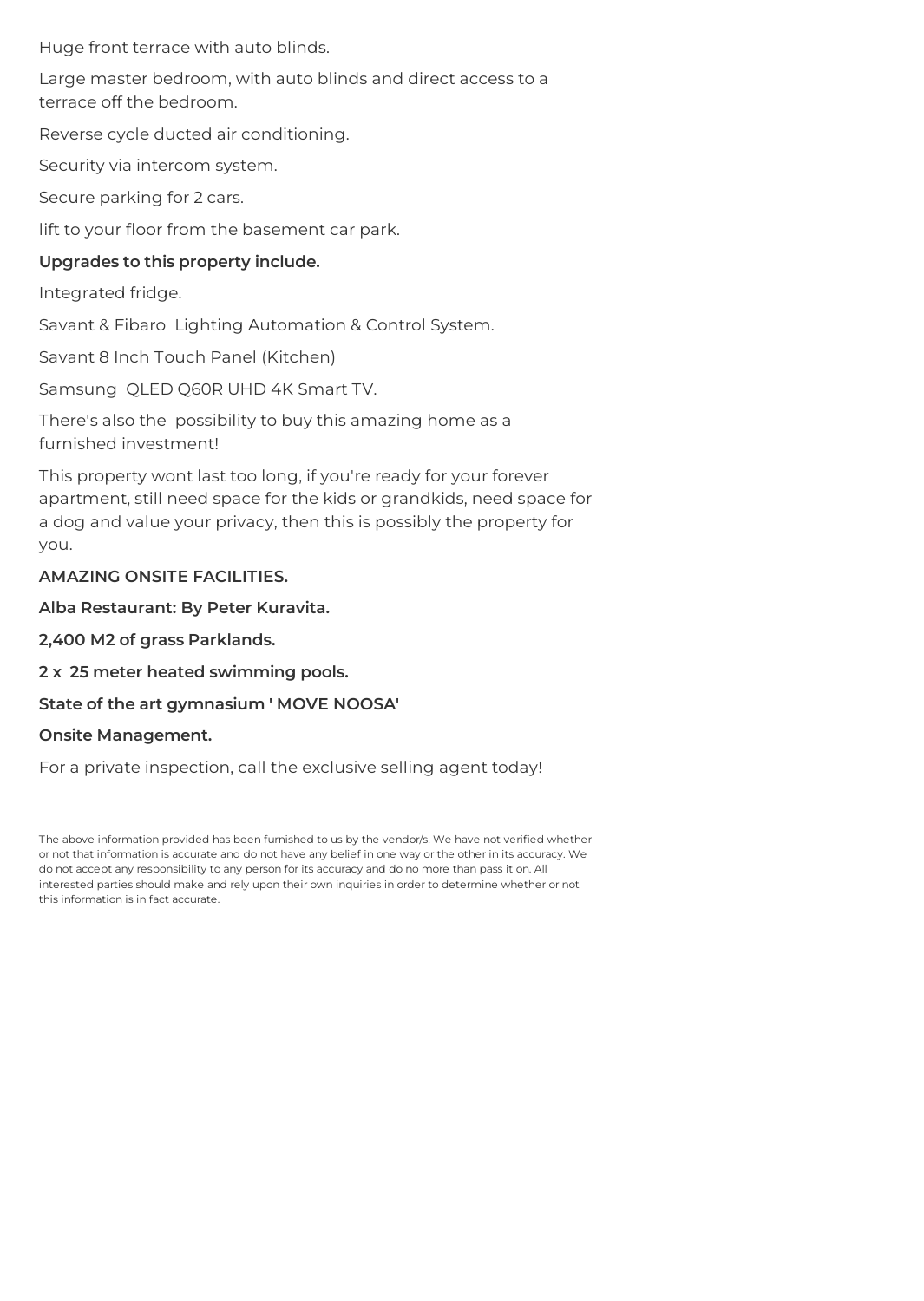Huge front terrace with auto blinds.

Large master bedroom, with auto blinds and direct access to a terrace off the bedroom.

Reverse cycle ducted air conditioning.

Security via intercom system.

Secure parking for 2 cars.

lift to your floor from the basement car park.

**Upgrades to this property include.**

Integrated fridge.

Savant & Fibaro  Lighting Automation & Control System.

Savant 8 Inch Touch Panel (Kitchen)

Samsung  QLED Q60R UHD 4K Smart TV.

There's also the  possibility to buy this amazing home as a furnished investment!

This property wont last too long, if you're ready for your forever apartment, still need space for the kids or grandkids, need space for a dog and value your privacy, then this is possibly the property for you.

**AMAZING ONSITE FACILITIES.**

**Alba Restaurant: By Peter Kuravita.**

**2,400 M2 of grass Parklands.**

**2 x  25 meter heated swimming pools.**

**State of the art gymnasium ' MOVE NOOSA'**

**Onsite Management.**

For a private inspection, call the exclusive selling agent today!

The above information provided has been furnished to us by the vendor/s. We have not verified whether or not that information is accurate and do not have any belief in one way or the other in its accuracy. We do not accept any responsibility to any person for its accuracy and do no more than pass it on. All interested parties should make and rely upon their own inquiries in order to determine whether or not this information is in fact accurate.